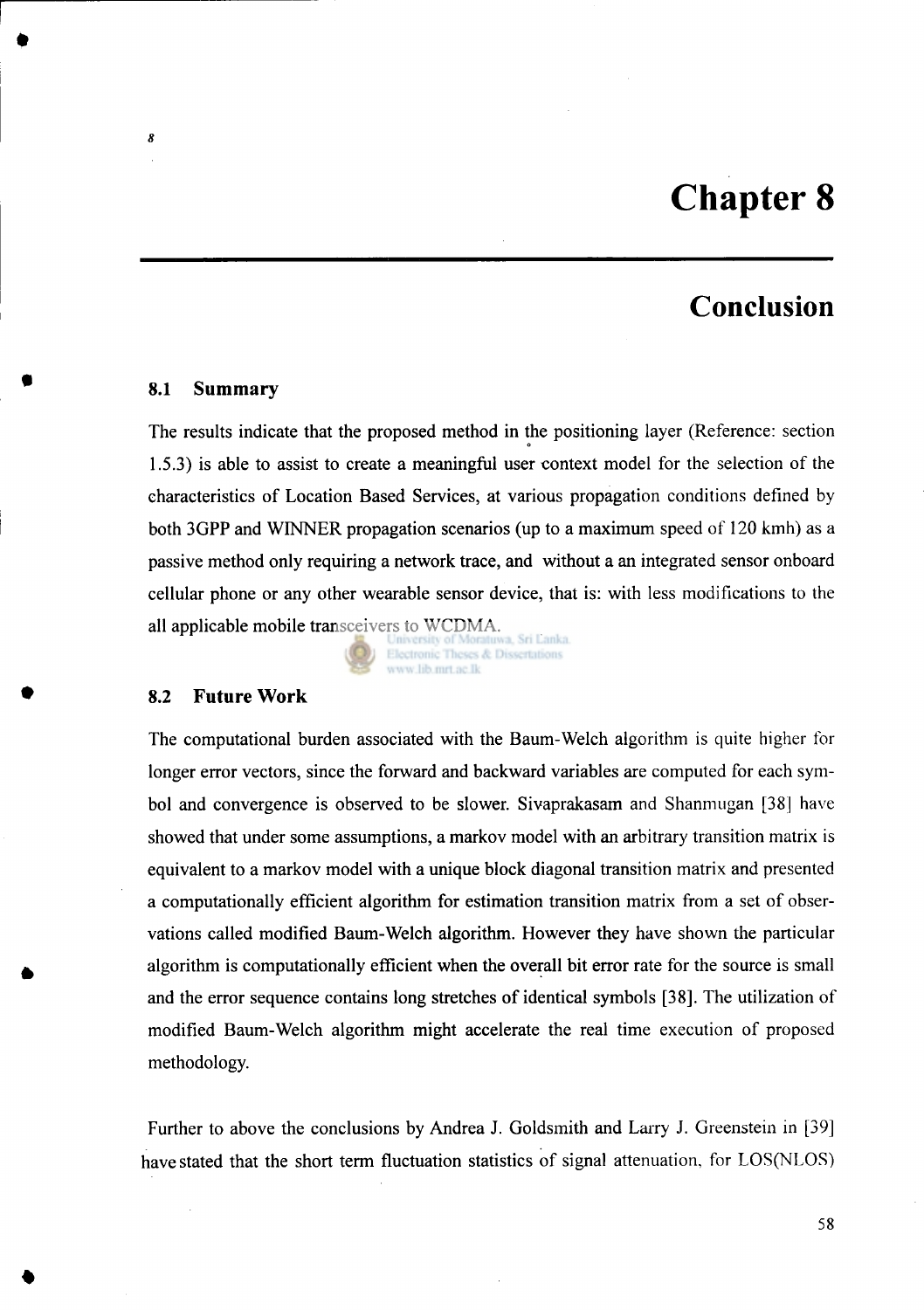# Chapter 8

## Conclusion

### 8.1 Summary

The results indicate that the proposed method in the positioning layer (Reference: section 1.5.3) is able to assist to create a meaningful user context model for the selection of the characteristics of Location Based Services, at various propagation conditions defined by both 3GPP and WINNER propagation scenarios (up to a maximum speed of 120 kmh) as a passive method only requiring a network trace, and without a an integrated sensor onboard cellular phone or any other wearable sensor device, that is: with less modifications to the all applicable mobile transceivers to WCDMA.

### 8.2 Future Work

The computational burden associated with the Baum-Welch algorithm is quite higher for longer error vectors, since the forward and backward variables are computed for each symbol and convergence is observed to be slower. Sivaprakasam and Shanmugan [38] have showed that under some assumptions, a markov model with an arbitrary transition matrix is equivalent to a markov model with a unique block diagonal transition matrix and presented a computationally efficient algorithm for estimation transition matrix from a set of observations called modified Baum-Welch algorithm. However they have shown the particular algorithm is computationally efficient when the overall bit error rate for the source is small and the error sequence contains long stretches of identical symbols [38]. The utilization of modified Baum-Welch algorithm might accelerate the real time execution of proposed methodology.

Further to above the conclusions by Andrea J. Goldsmith and Larry J. Greenstein in [39] have stated that the short term fluctuation statistics of signal attenuation, for LOS(NLOS)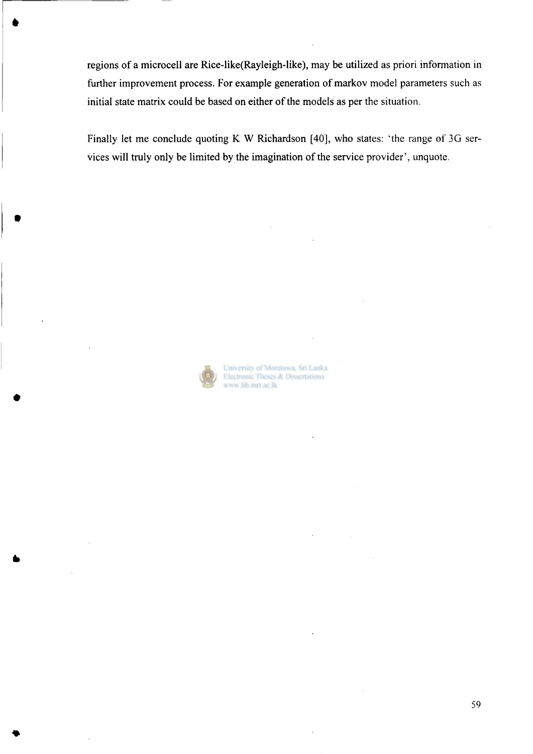regions of a microcell are Rice-like(Rayleigh-like), may be utilized as priori information in further improvement process. For example generation of markov model parameters such as initial state matrix could be based on either of the models as per the situation.

Finally let me conclude quoting K W Richardson [40], who states: 'the range of 3G services will truly only be limited by the imagination of the service provider', unquote.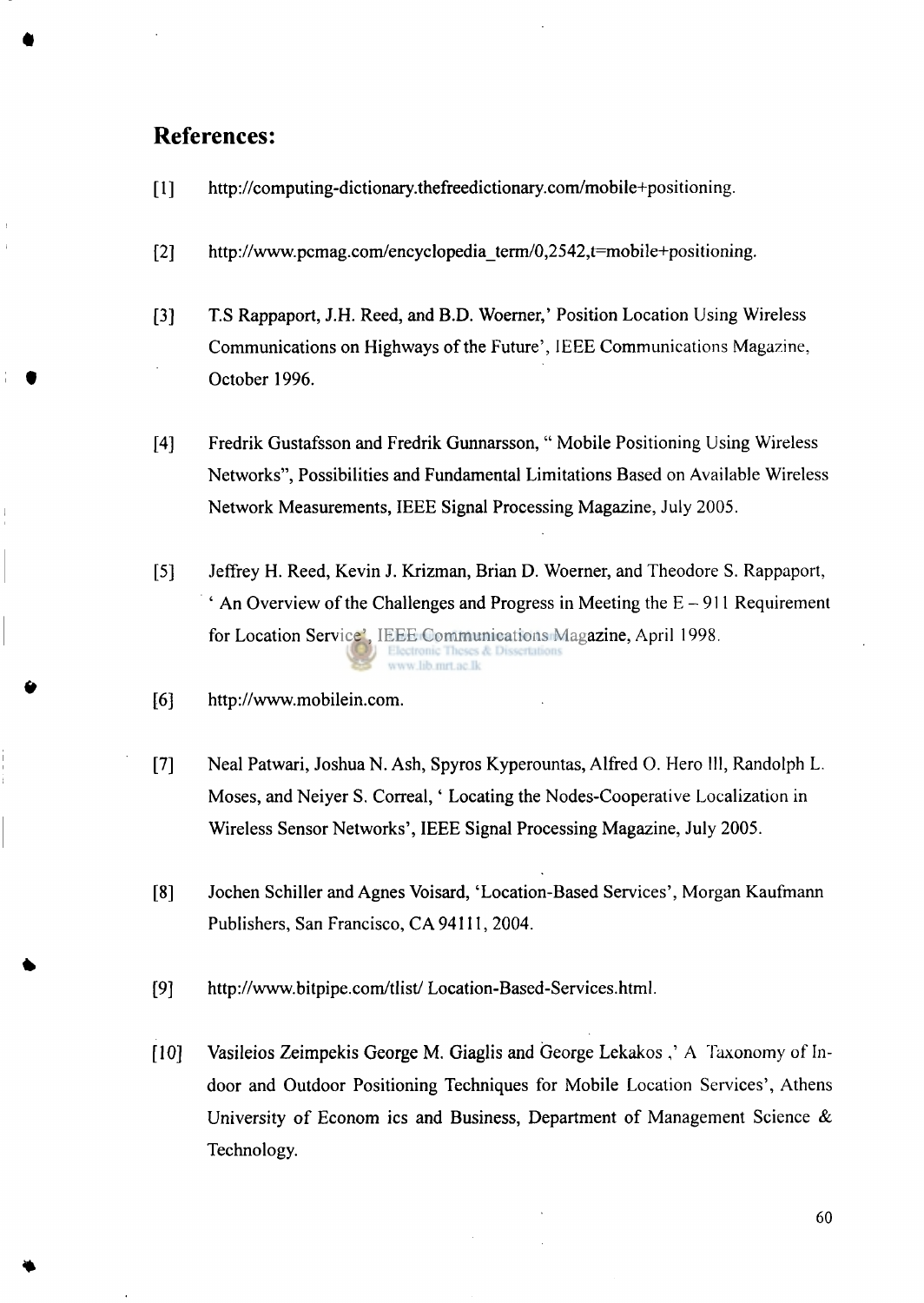## References:

[1] http://computing-dictionary.thefreedictionary.com/mobile+positioning.

[2] http://www.pcmag.com/encyclopedia_term/0,2542,t=mobile+positioning.

[3] T.S Rappaport, J.H. Reed, and B.D. Woerner,' Position Location Using Wireless Communications on Highways of the Future', IEEE Communications Magazine, October 1996.

[4] Fredrik Gustafsson and Fredrik Gunnarsson, " Mobile Positioning Using Wireless Networks", Possibilities and Fundamental Limitations Based on Available Wireless Network Measurements, IEEE Signal Processing Magazine, July 2005.

[5] Jeffrey H. Reed, Kevin J. Krizman, Brian D. Woerner, and Theodore S. Rappaport, ' An Overview of the Challenges and Progress in Meeting the E – 911 Requirement for Location Service', IEEE Communications Magazine, April 1998.

[6] http://www.mobilein.com.

[7] Neal Patwari, Joshua N. Ash, Spyros Kyperountas, Alfred O. Hero III, Randolph L. Moses, and Neiyer S. Correal, ' Locating the Nodes-Cooperative Localization in Wireless Sensor Networks', IEEE Signal Processing Magazine, July 2005.

[8] Jochen Schiller and Agnes Voisard, 'Location-Based Services', Morgan Kaufmann Publishers, San Francisco, CA 94111, 2004.

[9] http://www.bitpipe.com/tlist/ Location-Based-Services.html.

[10] Vasileios Zeimpekis George M. Giaglis and George Lekakos ,' A Taxonomy of In-door and Outdoor Positioning Techniques for Mobile Location Services', Athens University of Econom ics and Business, Department of Management Science & Technology.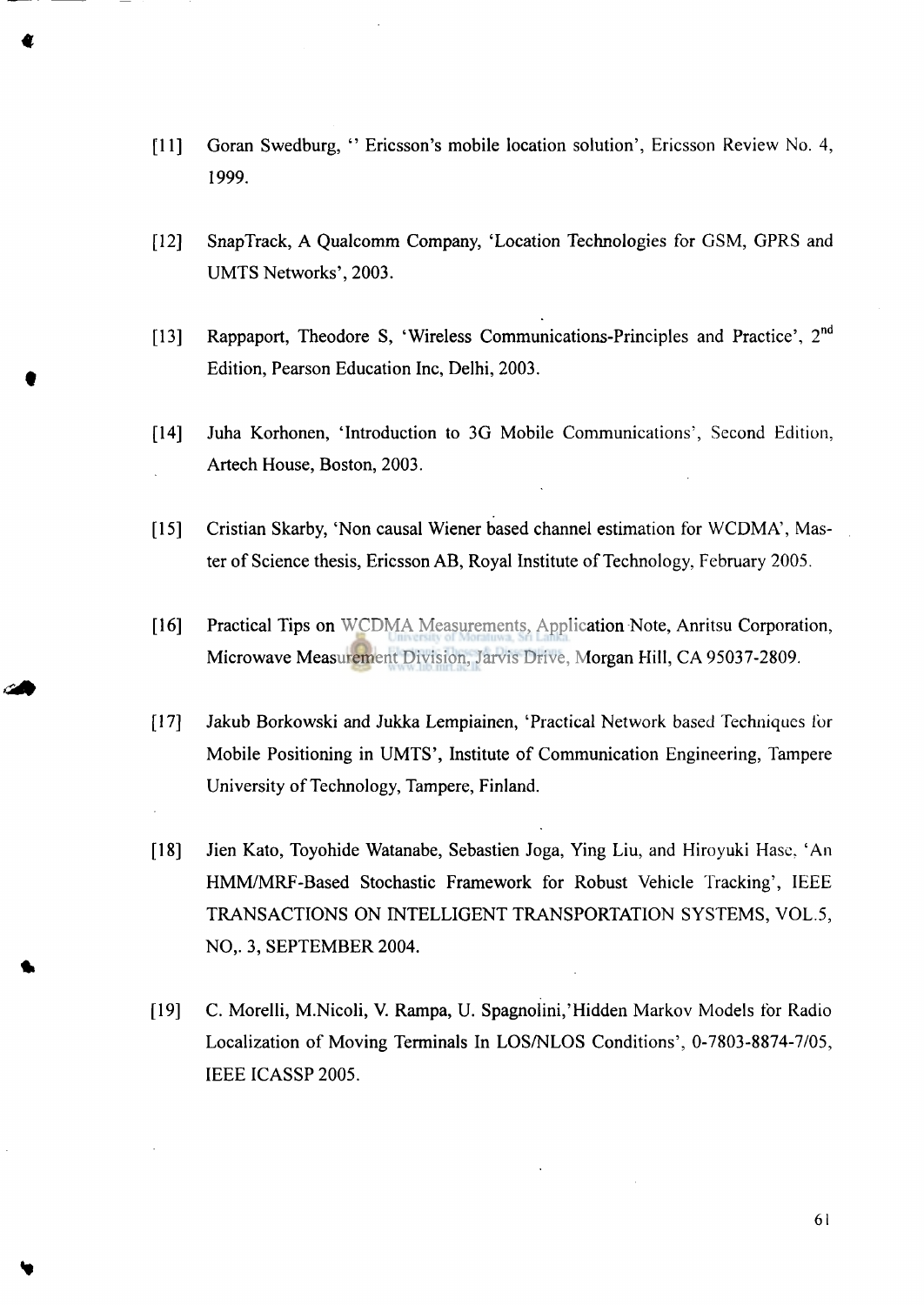[11] Goran Swedburg, '' Ericsson's mobile location solution', Ericsson Review No. 4, 1999.

[12] SnapTrack, A Qualcomm Company, 'Location Technologies for GSM, GPRS and UMTS Networks', 2003.

[13] Rappaport, Theodore S, 'Wireless Communications-Principles and Practice', 2nd Edition, Pearson Education Inc, Delhi, 2003.

[14] Juha Korhonen, 'Introduction to 3G Mobile Communications', Second Edition, Artech House, Boston, 2003.

[15] Cristian Skarby, 'Non causal Wiener based channel estimation for WCDMA', Master of Science thesis, Ericsson AB, Royal Institute of Technology, February 2005.

[16] Practical Tips on WCDMA Measurements, Application Note, Anritsu Corporation, Microwave Measurement Division, Jarvis Drive, Morgan Hill, CA 95037-2809.

[17] Jakub Borkowski and Jukka Lempiainen, 'Practical Network based Techniques for Mobile Positioning in UMTS', Institute of Communication Engineering, Tampere University of Technology, Tampere, Finland.

[18] Jien Kato, Toyohide Watanabe, Sebastien Joga, Ying Liu, and Hiroyuki Hase, 'An HMM/MRF-Based Stochastic Framework for Robust Vehicle Tracking', IEEE TRANSACTIONS ON INTELLIGENT TRANSPORTATION SYSTEMS, VOL.5, NO,. 3, SEPTEMBER 2004.

[19] C. Morelli, M.Nicoli, V. Rampa, U. Spagnolini,'Hidden Markov Models for Radio Localization of Moving Terminals In LOS/NLOS Conditions', 0-7803-8874-7/05, IEEE ICASSP 2005.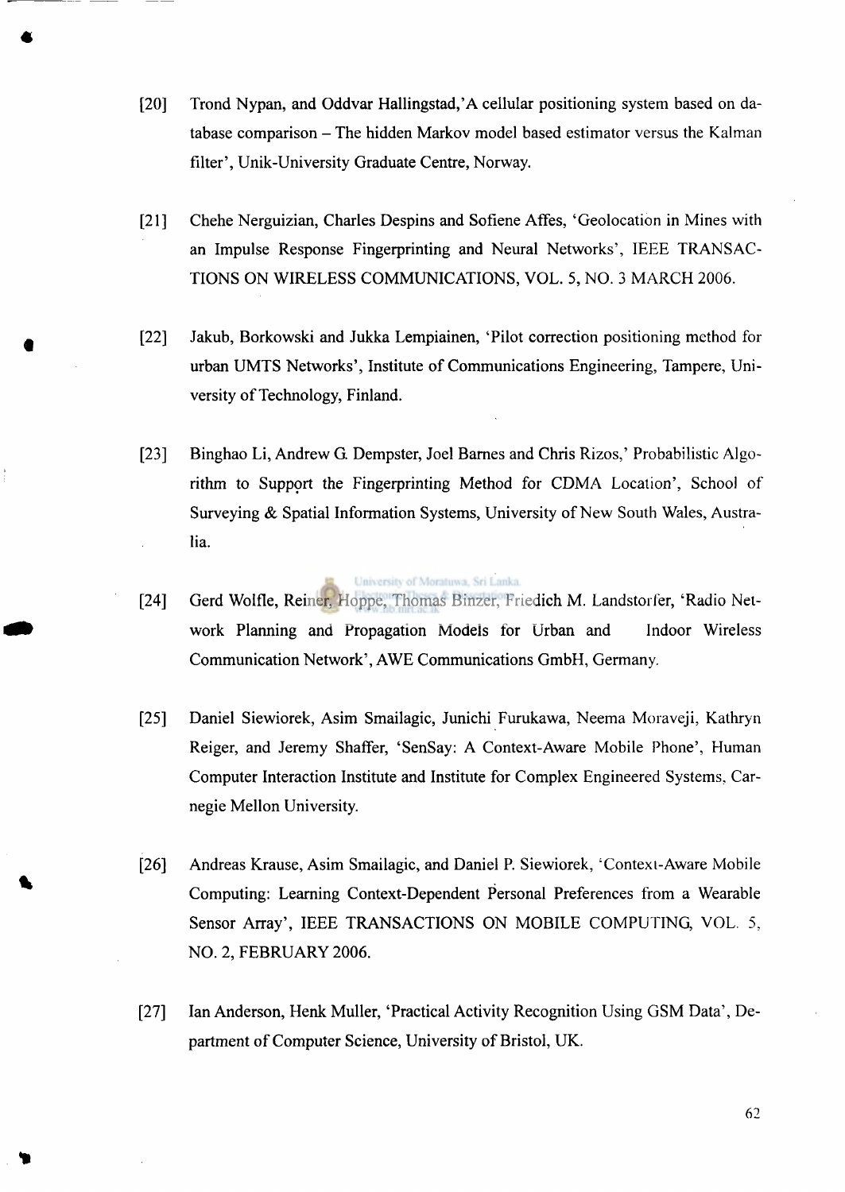[20] Trond Nypan, and Oddvar Hallingstad,'A cellular positioning system based on database comparison – The hidden Markov model based estimator versus the Kalman filter', Unik-University Graduate Centre, Norway.

[21] Chehe Nerguizian, Charles Despins and Sofiene Affes, 'Geolocation in Mines with an Impulse Response Fingerprinting and Neural Networks', IEEE TRANSACTIONS ON WIRELESS COMMUNICATIONS, VOL. 5, NO. 3 MARCH 2006.

[22] Jakub, Borkowski and Jukka Lempiainen, 'Pilot correction positioning method for urban UMTS Networks', Institute of Communications Engineering, Tampere, University of Technology, Finland.

[23] Binghao Li, Andrew G. Dempster, Joel Barnes and Chris Rizos,' Probabilistic Algorithm to Support the Fingerprinting Method for CDMA Location', School of Surveying & Spatial Information Systems, University of New South Wales, Australia.

[24] Gerd Wolfle, Reiner, Hoppe, Thomas Binzer, Friedich M. Landstorfer, 'Radio Network Planning and Propagation Models for Urban and Indoor Wireless Communication Network', AWE Communications GmbH, Germany.

[25] Daniel Siewiorek, Asim Smailagic, Junichi Furukawa, Neema Moraveji, Kathryn Reiger, and Jeremy Shaffer, 'SenSay: A Context-Aware Mobile Phone', Human Computer Interaction Institute and Institute for Complex Engineered Systems, Carnegie Mellon University.

[26] Andreas Krause, Asim Smailagic, and Daniel P. Siewiorek, 'Context-Aware Mobile Computing: Learning Context-Dependent Personal Preferences from a Wearable Sensor Array', IEEE TRANSACTIONS ON MOBILE COMPUTING, VOL. 5, NO. 2, FEBRUARY 2006.

[27] Ian Anderson, Henk Muller, 'Practical Activity Recognition Using GSM Data', Department of Computer Science, University of Bristol, UK.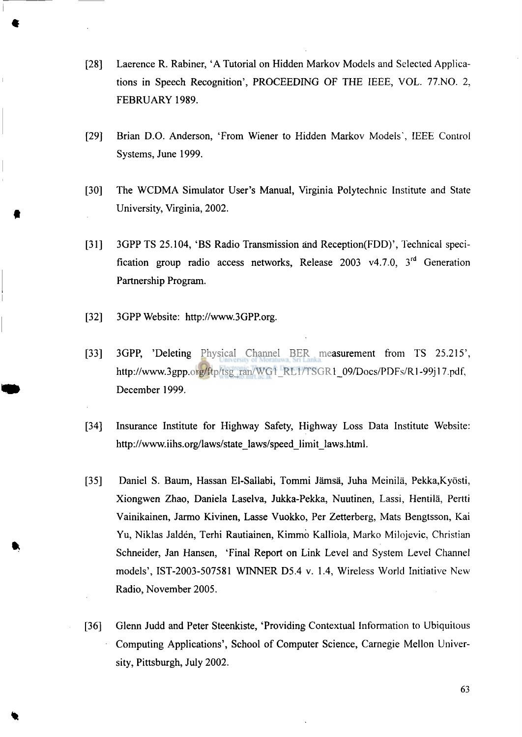[28] Laerence R. Rabiner, 'A Tutorial on Hidden Markov Models and Selected Applications in Speech Recognition', PROCEEDING OF THE IEEE, VOL. 77.NO. 2, FEBRUARY 1989.

[29] Brian D.O. Anderson, 'From Wiener to Hidden Markov Models', IEEE Control Systems, June 1999.

[30] The WCDMA Simulator User's Manual, Virginia Polytechnic Institute and State University, Virginia, 2002.

[31] 3GPP TS 25.104, 'BS Radio Transmission and Reception(FDD)', Technical specification group radio access networks, Release 2003 v4.7.0, 3rd Generation Partnership Program.

[32] 3GPP Website: http://www.3GPP.org.

[33] 3GPP, 'Deleting Physical Channel BER measurement from TS 25.215', http://www.3gpp.org/ftp/tsg_ran/WG1_RL1/TSGR1_09/Docs/PDFs/R1-99j17.pdf, December 1999.

[34] Insurance Institute for Highway Safety, Highway Loss Data Institute Website: http://www.iihs.org/laws/state_laws/speed_limit_laws.html.

[35] Daniel S. Baum, Hassan El-Sallabi, Tommi Jämsä, Juha Meinilä, Pekka,Kyösti, Xiongwen Zhao, Daniela Laselva, Jukka-Pekka, Nuutinen, Lassi, Hentilä, Pertti Vainikainen, Jarmo Kivinen, Lasse Vuokko, Per Zetterberg, Mats Bengtsson, Kai Yu, Niklas Jaldén, Terhi Rautiainen, Kimmo Kalliola, Marko Milojevic, Christian Schneider, Jan Hansen, 'Final Report on Link Level and System Level Channel models', IST-2003-507581 WINNER D5.4 v. 1.4, Wireless World Initiative New Radio, November 2005.

[36] Glenn Judd and Peter Steenkiste, 'Providing Contextual Information to Ubiquitous Computing Applications', School of Computer Science, Carnegie Mellon University, Pittsburgh, July 2002.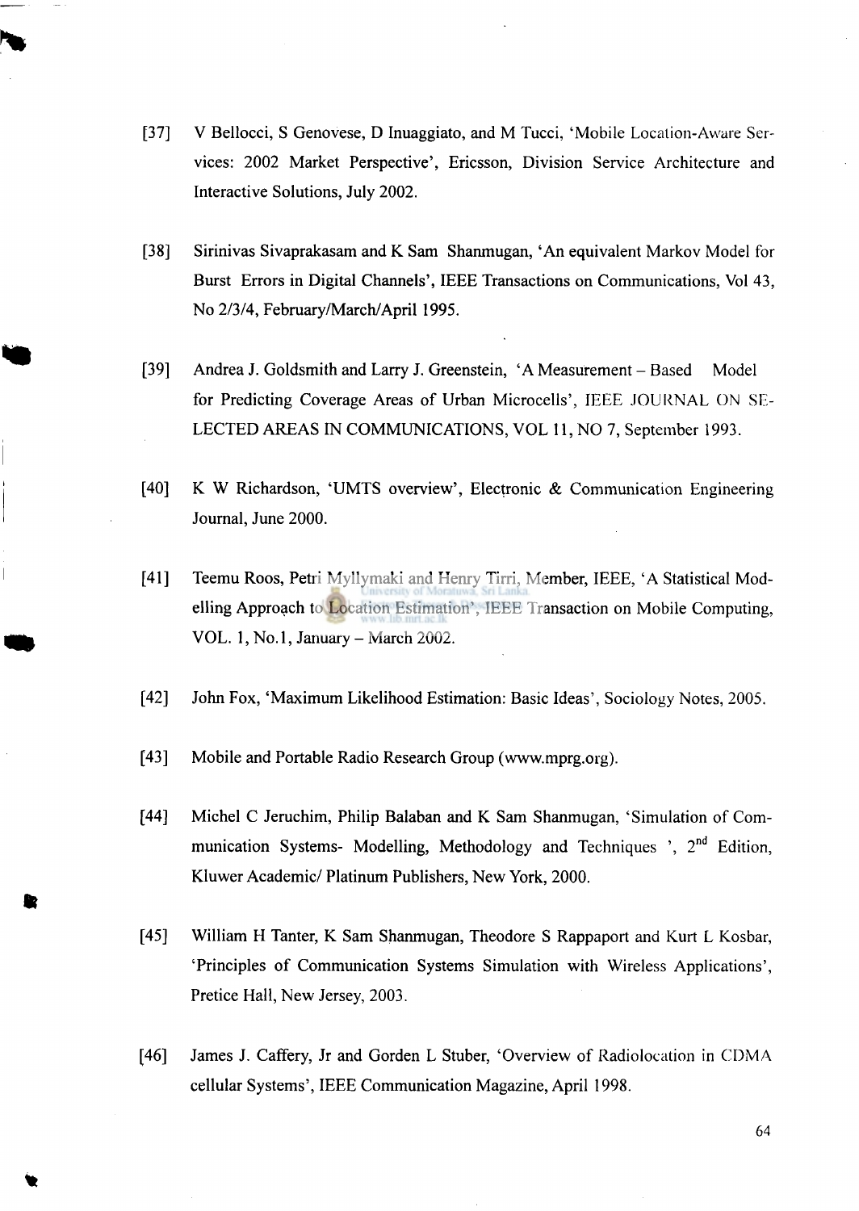[37] V Bellocci, S Genovese, D Inuaggiato, and M Tucci, 'Mobile Location-Aware Services: 2002 Market Perspective', Ericsson, Division Service Architecture and Interactive Solutions, July 2002.

[38] Sirinivas Sivaprakasam and K Sam Shanmugan, 'An equivalent Markov Model for Burst Errors in Digital Channels', IEEE Transactions on Communications, Vol 43, No 2/3/4, February/March/April 1995.

[39] Andrea J. Goldsmith and Larry J. Greenstein, 'A Measurement – Based Model for Predicting Coverage Areas of Urban Microcells', IEEE JOURNAL ON SELECTED AREAS IN COMMUNICATIONS, VOL 11, NO 7, September 1993.

[40] K W Richardson, 'UMTS overview', Electronic & Communication Engineering Journal, June 2000.

[41] Teemu Roos, Petri Myllymaki and Henry Tirri, Member, IEEE, 'A Statistical Modelling Approach to Location Estimation', IEEE Transaction on Mobile Computing, VOL. 1, No.1, January – March 2002.

[42] John Fox, 'Maximum Likelihood Estimation: Basic Ideas', Sociology Notes, 2005.

[43] Mobile and Portable Radio Research Group (www.mprg.org).

[44] Michel C Jeruchim, Philip Balaban and K Sam Shanmugan, 'Simulation of Communication Systems- Modelling, Methodology and Techniques ', 2nd Edition, Kluwer Academic/ Platinum Publishers, New York, 2000.

[45] William H Tanter, K Sam Shanmugan, Theodore S Rappaport and Kurt L Kosbar, 'Principles of Communication Systems Simulation with Wireless Applications', Pretice Hall, New Jersey, 2003.

[46] James J. Caffery, Jr and Gorden L Stuber, 'Overview of Radiolocation in CDMA cellular Systems', IEEE Communication Magazine, April 1998.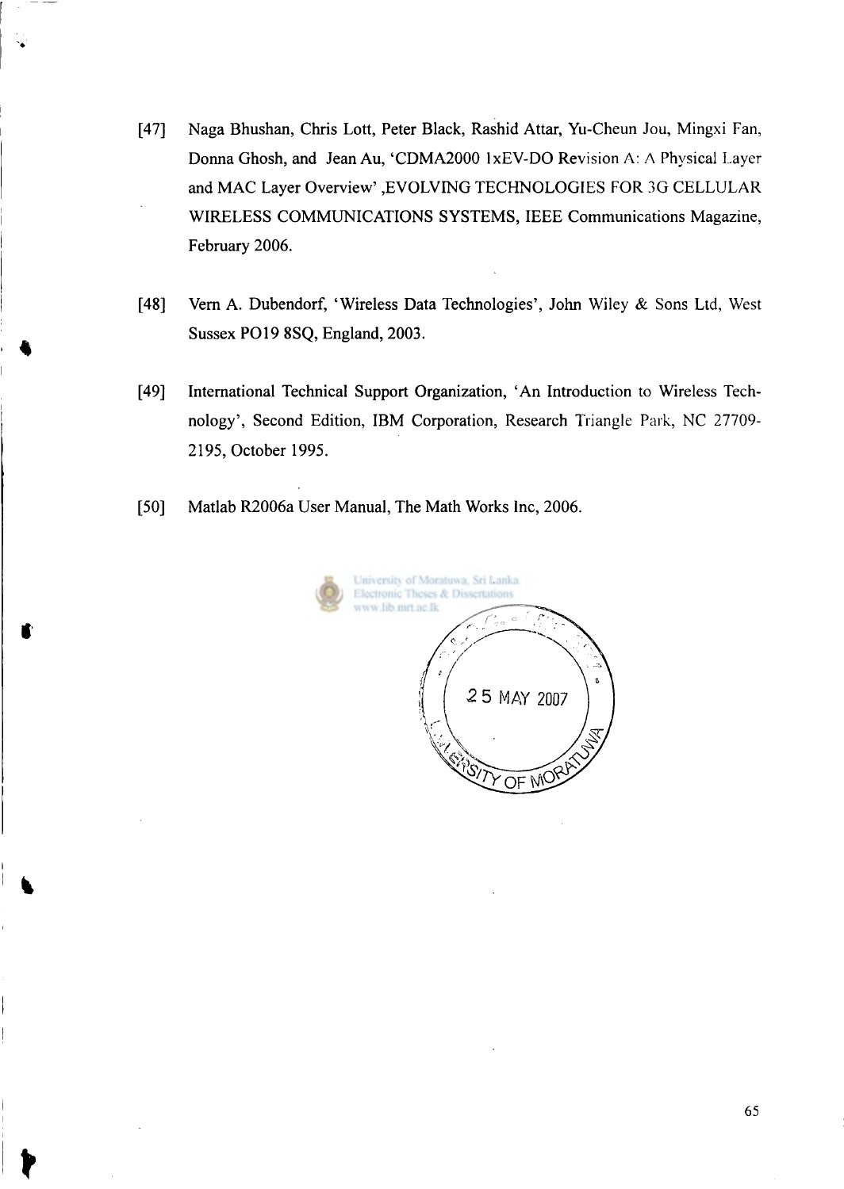[47] Naga Bhushan, Chris Lott, Peter Black, Rashid Attar, Yu-Cheun Jou, Mingxi Fan, Donna Ghosh, and Jean Au, 'CDMA2000 1xEV-DO Revision A: A Physical Layer and MAC Layer Overview' ,EVOLVING TECHNOLOGIES FOR 3G CELLULAR WIRELESS COMMUNICATIONS SYSTEMS, IEEE Communications Magazine, February 2006.

[48] Vern A. Dubendorf, 'Wireless Data Technologies', John Wiley & Sons Ltd, West Sussex PO19 8SQ, England, 2003.

[49] International Technical Support Organization, 'An Introduction to Wireless Technology', Second Edition, IBM Corporation, Research Triangle Park, NC 27709-2195, October 1995.

[50] Matlab R2006a User Manual, The Math Works Inc, 2006.

University of Moratuwa, Sri Lanka.
Electronic Theses & Dissertations
www.lib.mrt.ac.lk

25 MAY 2007